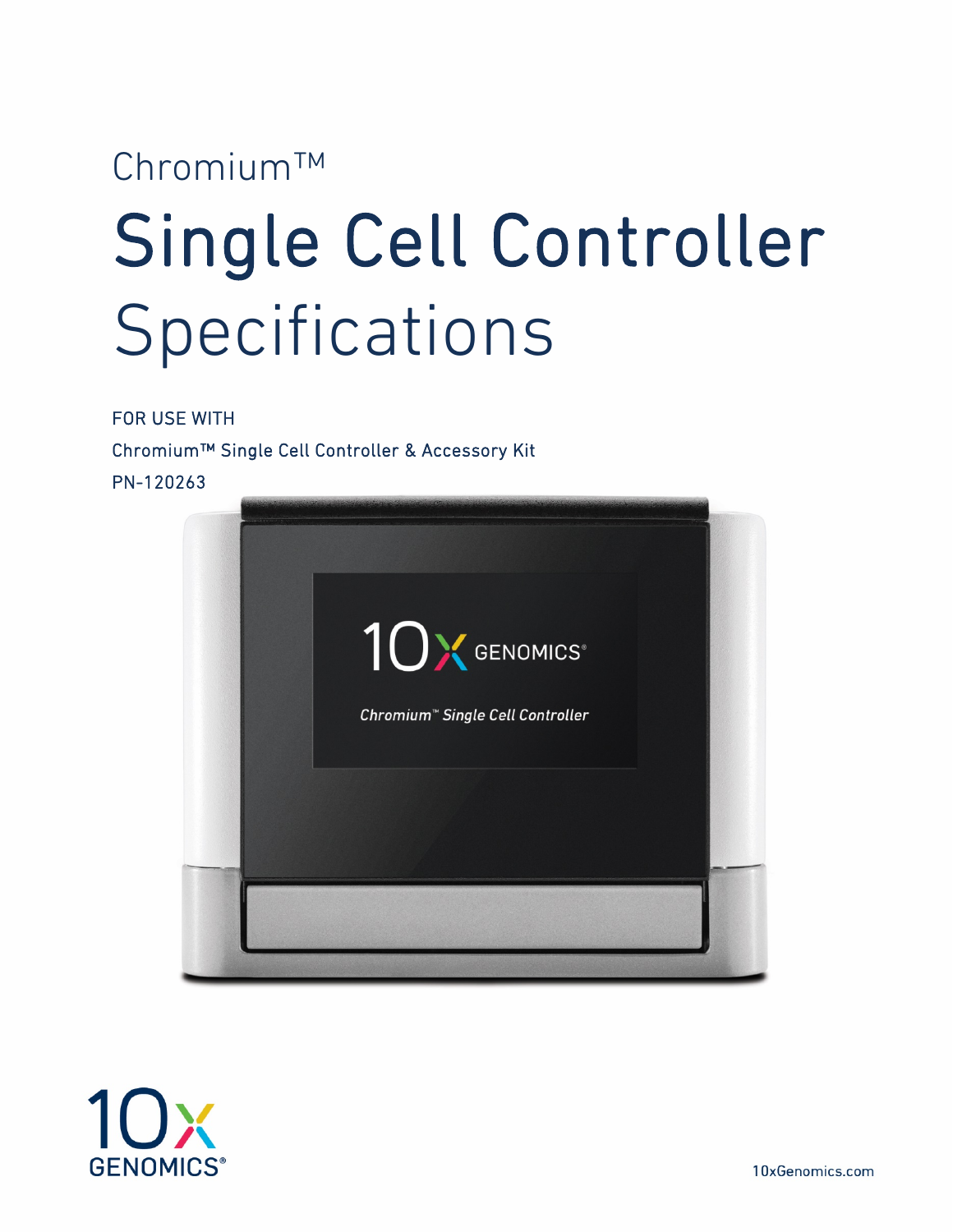Chromium™

# Single Cell Controller Specifications

FOR USE WITH

Chromium™ Single Cell Controller & Accessory Kit

PN-120263

10x GENOMICS®

10xGenomics.com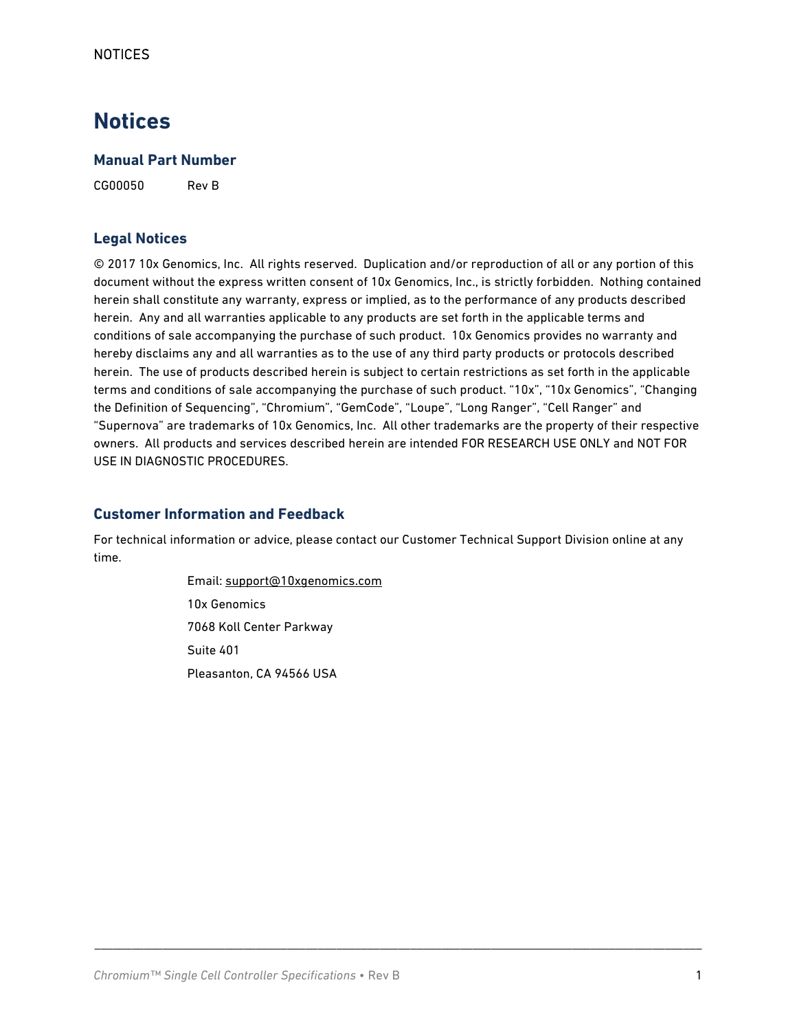# Notices

## Manual Part Number

CG00050 Rev B

## Legal Notices

© 2017 10x Genomics, Inc. All rights reserved. Duplication and/or reproduction of all or any portion of this document without the express written consent of 10x Genomics, Inc., is strictly forbidden. Nothing contained herein shall constitute any warranty, express or implied, as to the performance of any products described herein. Any and all warranties applicable to any products are set forth in the applicable terms and conditions of sale accompanying the purchase of such product. 10x Genomics provides no warranty and hereby disclaims any and all warranties as to the use of any third party products or protocols described herein. The use of products described herein is subject to certain restrictions as set forth in the applicable terms and conditions of sale accompanying the purchase of such product. "10x", "10x Genomics", "Changing the Definition of Sequencing", "Chromium", "GemCode", "Loupe", "Long Ranger", "Cell Ranger" and "Supernova" are trademarks of 10x Genomics, Inc. All other trademarks are the property of their respective owners. All products and services described herein are intended FOR RESEARCH USE ONLY and NOT FOR USE IN DIAGNOSTIC PROCEDURES.

## Customer Information and Feedback

For technical information or advice, please contact our Customer Technical Support Division online at any time.

Email: support@10xgenomics.com

10x Genomics

7068 Koll Center Parkway

Suite 401

Pleasanton, CA 94566 USA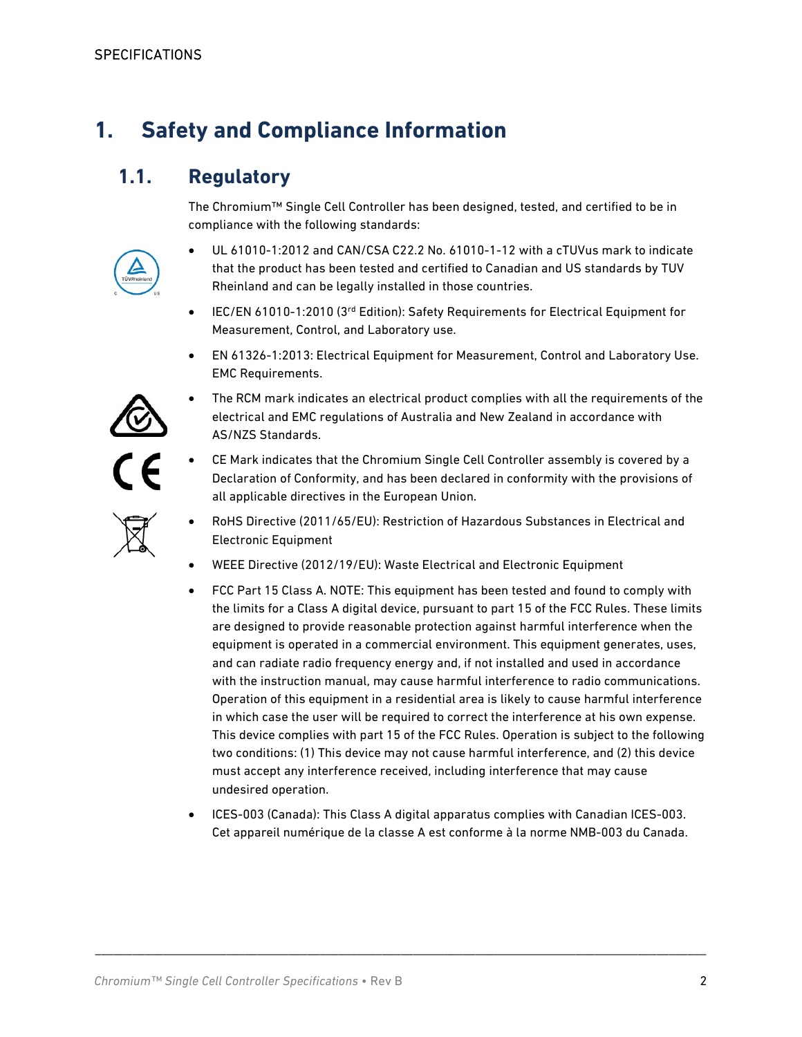# 1. Safety and Compliance Information

## 1.1. Regulatory

The Chromium™ Single Cell Controller has been designed, tested, and certified to be in compliance with the following standards:

- UL 61010-1:2012 and CAN/CSA C22.2 No. 61010-1-12 with a cTUVus mark to indicate that the product has been tested and certified to Canadian and US standards by TUV Rheinland and can be legally installed in those countries.
- IEC/EN 61010-1:2010 (3rd Edition): Safety Requirements for Electrical Equipment for Measurement, Control, and Laboratory use.
- EN 61326-1:2013: Electrical Equipment for Measurement, Control and Laboratory Use. EMC Requirements.
- The RCM mark indicates an electrical product complies with all the requirements of the electrical and EMC regulations of Australia and New Zealand in accordance with AS/NZS Standards.
- CE Mark indicates that the Chromium Single Cell Controller assembly is covered by a Declaration of Conformity, and has been declared in conformity with the provisions of all applicable directives in the European Union.
- RoHS Directive (2011/65/EU): Restriction of Hazardous Substances in Electrical and Electronic Equipment
- WEEE Directive (2012/19/EU): Waste Electrical and Electronic Equipment
- FCC Part 15 Class A. NOTE: This equipment has been tested and found to comply with the limits for a Class A digital device, pursuant to part 15 of the FCC Rules. These limits are designed to provide reasonable protection against harmful interference when the equipment is operated in a commercial environment. This equipment generates, uses, and can radiate radio frequency energy and, if not installed and used in accordance with the instruction manual, may cause harmful interference to radio communications. Operation of this equipment in a residential area is likely to cause harmful interference in which case the user will be required to correct the interference at his own expense. This device complies with part 15 of the FCC Rules. Operation is subject to the following two conditions: (1) This device may not cause harmful interference, and (2) this device must accept any interference received, including interference that may cause undesired operation.
- ICES-003 (Canada): This Class A digital apparatus complies with Canadian ICES-003. Cet appareil numérique de la classe A est conforme à la norme NMB-003 du Canada.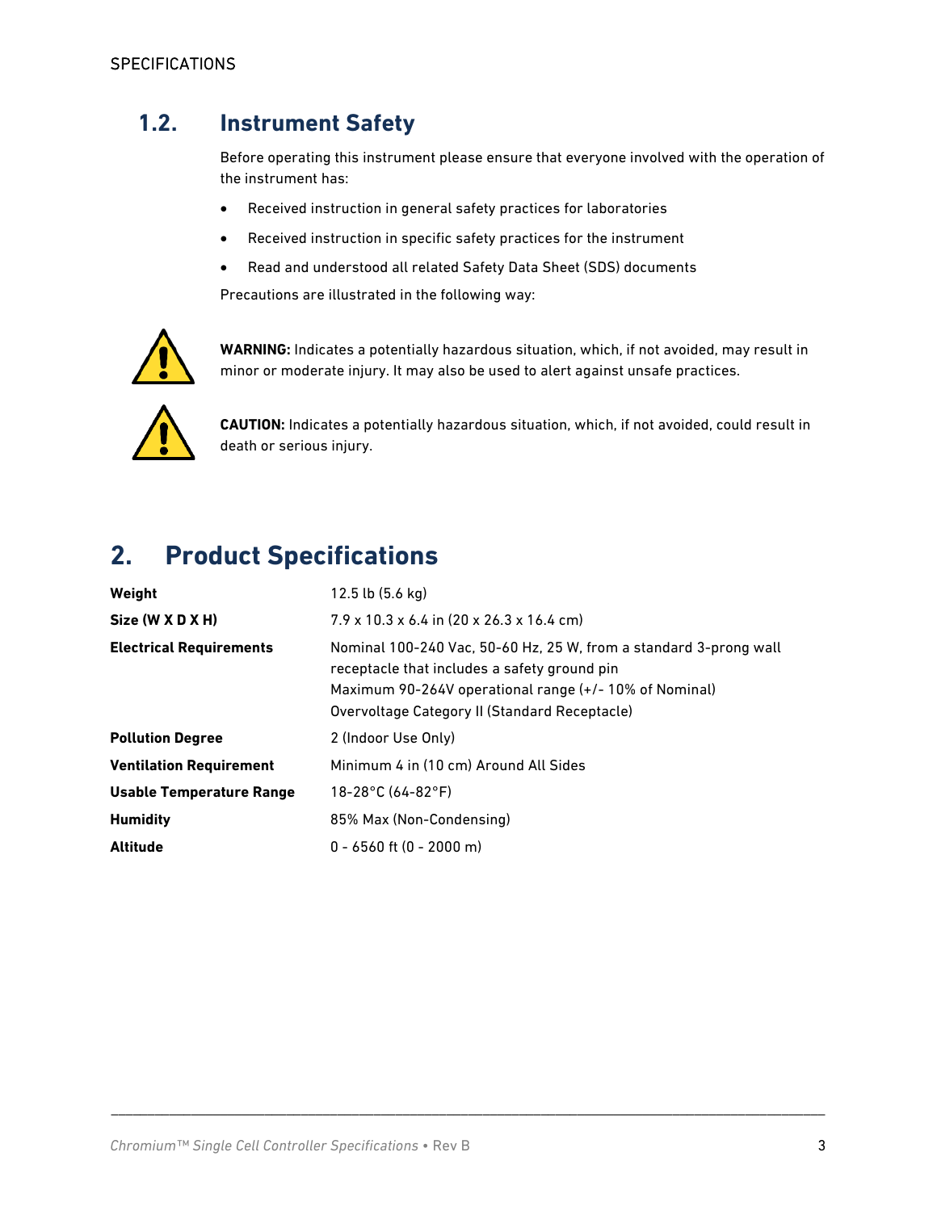## 1.2. Instrument Safety

Before operating this instrument please ensure that everyone involved with the operation of the instrument has:

- Received instruction in general safety practices for laboratories
- Received instruction in specific safety practices for the instrument
- Read and understood all related Safety Data Sheet (SDS) documents

Precautions are illustrated in the following way:

**WARNING:** Indicates a potentially hazardous situation, which, if not avoided, may result in minor or moderate injury. It may also be used to alert against unsafe practices.

**CAUTION:** Indicates a potentially hazardous situation, which, if not avoided, could result in death or serious injury.

# 2. Product Specifications

| | |
|---|---|
| **Weight** | 12.5 lb (5.6 kg) |
| **Size (W X D X H)** | 7.9 x 10.3 x 6.4 in (20 x 26.3 x 16.4 cm) |
| **Electrical Requirements** | Nominal 100-240 Vac, 50-60 Hz, 25 W, from a standard 3-prong wall receptacle that includes a safety ground pin<br>Maximum 90-264V operational range (+/- 10% of Nominal)<br>Overvoltage Category II (Standard Receptacle) |
| **Pollution Degree** | 2 (Indoor Use Only) |
| **Ventilation Requirement** | Minimum 4 in (10 cm) Around All Sides |
| **Usable Temperature Range** | 18-28°C (64-82°F) |
| **Humidity** | 85% Max (Non-Condensing) |
| **Altitude** | 0 - 6560 ft (0 - 2000 m) |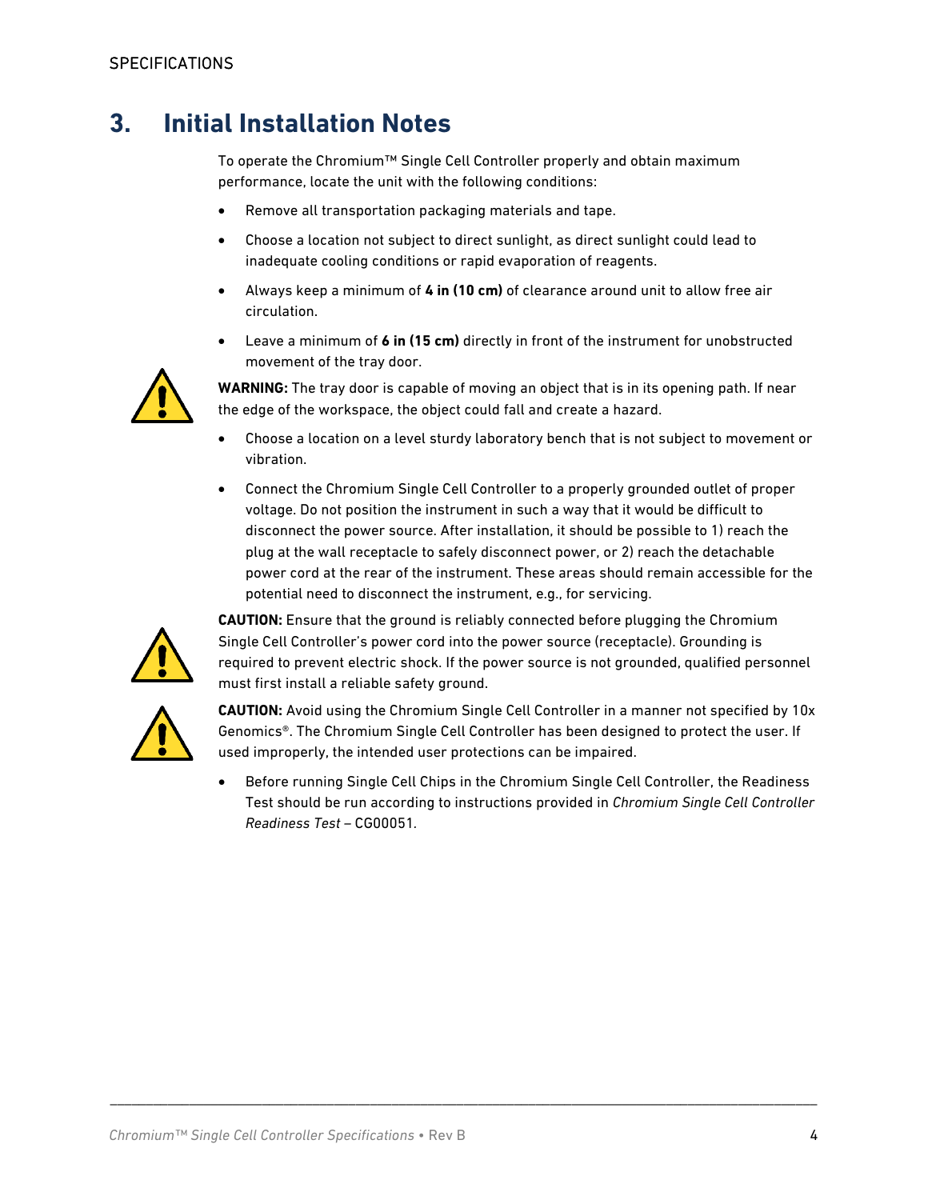# 3. Initial Installation Notes

To operate the Chromium™ Single Cell Controller properly and obtain maximum performance, locate the unit with the following conditions:

- Remove all transportation packaging materials and tape.
- Choose a location not subject to direct sunlight, as direct sunlight could lead to inadequate cooling conditions or rapid evaporation of reagents.
- Always keep a minimum of **4 in (10 cm)** of clearance around unit to allow free air circulation.
- Leave a minimum of **6 in (15 cm)** directly in front of the instrument for unobstructed movement of the tray door.

**WARNING:** The tray door is capable of moving an object that is in its opening path. If near the edge of the workspace, the object could fall and create a hazard.

- Choose a location on a level sturdy laboratory bench that is not subject to movement or vibration.
- Connect the Chromium Single Cell Controller to a properly grounded outlet of proper voltage. Do not position the instrument in such a way that it would be difficult to disconnect the power source. After installation, it should be possible to 1) reach the plug at the wall receptacle to safely disconnect power, or 2) reach the detachable power cord at the rear of the instrument. These areas should remain accessible for the potential need to disconnect the instrument, e.g., for servicing.

**CAUTION:** Ensure that the ground is reliably connected before plugging the Chromium Single Cell Controller's power cord into the power source (receptacle). Grounding is required to prevent electric shock. If the power source is not grounded, qualified personnel must first install a reliable safety ground.

**CAUTION:** Avoid using the Chromium Single Cell Controller in a manner not specified by 10x Genomics®. The Chromium Single Cell Controller has been designed to protect the user. If used improperly, the intended user protections can be impaired.

- Before running Single Cell Chips in the Chromium Single Cell Controller, the Readiness Test should be run according to instructions provided in *Chromium Single Cell Controller Readiness Test* – CG00051.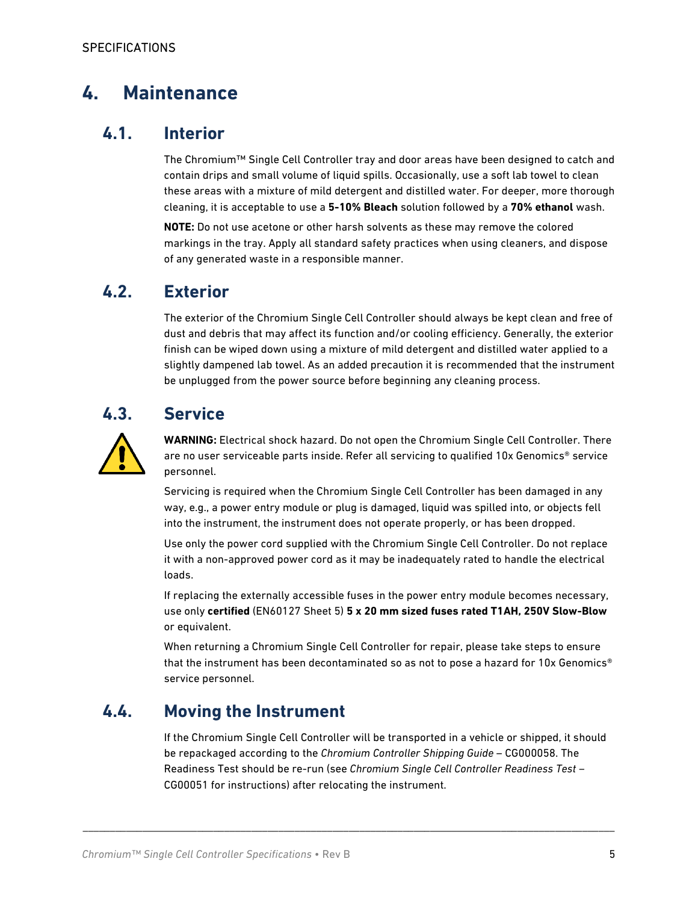# 4. Maintenance

## 4.1. Interior

The Chromium™ Single Cell Controller tray and door areas have been designed to catch and contain drips and small volume of liquid spills. Occasionally, use a soft lab towel to clean these areas with a mixture of mild detergent and distilled water. For deeper, more thorough cleaning, it is acceptable to use a **5-10% Bleach** solution followed by a **70% ethanol** wash.

**NOTE:** Do not use acetone or other harsh solvents as these may remove the colored markings in the tray. Apply all standard safety practices when using cleaners, and dispose of any generated waste in a responsible manner.

## 4.2. Exterior

The exterior of the Chromium Single Cell Controller should always be kept clean and free of dust and debris that may affect its function and/or cooling efficiency. Generally, the exterior finish can be wiped down using a mixture of mild detergent and distilled water applied to a slightly dampened lab towel. As an added precaution it is recommended that the instrument be unplugged from the power source before beginning any cleaning process.

## 4.3. Service

**WARNING:** Electrical shock hazard. Do not open the Chromium Single Cell Controller. There are no user serviceable parts inside. Refer all servicing to qualified 10x Genomics® service personnel.

Servicing is required when the Chromium Single Cell Controller has been damaged in any way, e.g., a power entry module or plug is damaged, liquid was spilled into, or objects fell into the instrument, the instrument does not operate properly, or has been dropped.

Use only the power cord supplied with the Chromium Single Cell Controller. Do not replace it with a non-approved power cord as it may be inadequately rated to handle the electrical loads.

If replacing the externally accessible fuses in the power entry module becomes necessary, use only **certified** (EN60127 Sheet 5) **5 x 20 mm sized fuses rated T1AH, 250V Slow-Blow** or equivalent.

When returning a Chromium Single Cell Controller for repair, please take steps to ensure that the instrument has been decontaminated so as not to pose a hazard for 10x Genomics® service personnel.

## 4.4. Moving the Instrument

If the Chromium Single Cell Controller will be transported in a vehicle or shipped, it should be repackaged according to the *Chromium Controller Shipping Guide* – CG000058. The Readiness Test should be re-run (see *Chromium Single Cell Controller Readiness Test* – CG00051 for instructions) after relocating the instrument.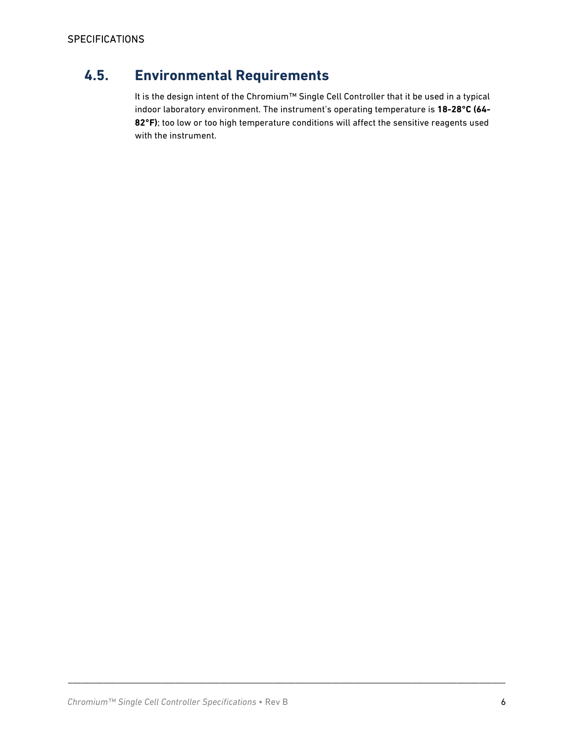## 4.5. Environmental Requirements

It is the design intent of the Chromium™ Single Cell Controller that it be used in a typical indoor laboratory environment. The instrument's operating temperature is **18-28°C (64-82°F)**; too low or too high temperature conditions will affect the sensitive reagents used with the instrument.